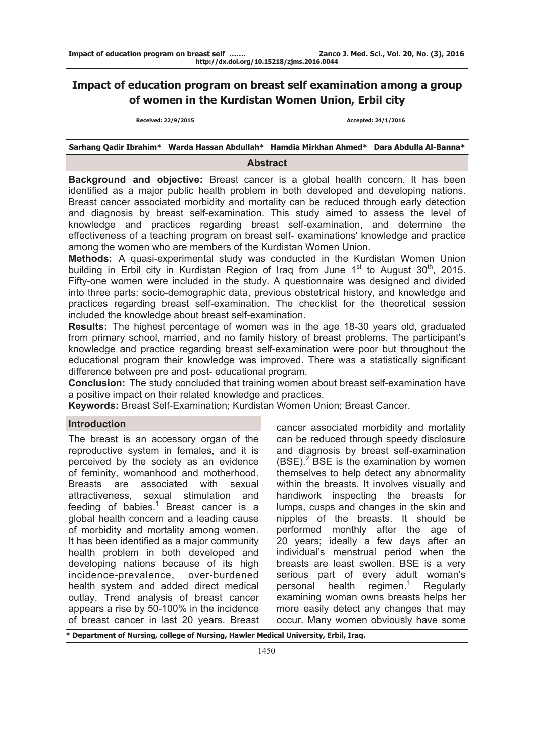# Impact of education program on breast self examination among a group of women in the Kurdistan Women Union, Erbil city

Received: 22/9/2015 Accepted: 24/1/2016

Sarhang Qadir Ibrahim* Warda Hassan Abdullah* Hamdia Mirkhan Ahmed* Dara Abdulla Al-Banna*

## Abstract

**Background and objective:** Breast cancer is a global health concern. It has been identified as a major public health problem in both developed and developing nations. Breast cancer associated morbidity and mortality can be reduced through early detection and diagnosis by breast self-examination. This study aimed to assess the level of knowledge and practices regarding breast self-examination, and determine the effectiveness of a teaching program on breast self- examinations' knowledge and practice among the women who are members of the Kurdistan Women Union.

**Methods:** A quasi-experimental study was conducted in the Kurdistan Women Union building in Erbil city in Kurdistan Region of Iraq from June 1st to August 30th, 2015. Fifty-one women were included in the study. A questionnaire was designed and divided into three parts: socio-demographic data, previous obstetrical history, and knowledge and practices regarding breast self-examination. The checklist for the theoretical session included the knowledge about breast self-examination.

**Results:** The highest percentage of women was in the age 18-30 years old, graduated from primary school, married, and no family history of breast problems. The participant's knowledge and practice regarding breast self-examination were poor but throughout the educational program their knowledge was improved. There was a statistically significant difference between pre and post- educational program.

**Conclusion:** The study concluded that training women about breast self-examination have a positive impact on their related knowledge and practices.

**Keywords:** Breast Self-Examination; Kurdistan Women Union; Breast Cancer.

## Introduction

The breast is an accessory organ of the reproductive system in females, and it is perceived by the society as an evidence of feminity, womanhood and motherhood. Breasts are associated with sexual attractiveness, sexual stimulation and feeding of babies.[1] Breast cancer is a global health concern and a leading cause of morbidity and mortality among women. It has been identified as a major community health problem in both developed and developing nations because of its high incidence-prevalence, over-burdened health system and added direct medical outlay. Trend analysis of breast cancer appears a rise by 50-100% in the incidence of breast cancer in last 20 years. Breast cancer associated morbidity and mortality can be reduced through speedy disclosure and diagnosis by breast self-examination (BSE).[2] BSE is the examination by women themselves to help detect any abnormality within the breasts. It involves visually and handiwork inspecting the breasts for lumps, cusps and changes in the skin and nipples of the breasts. It should be performed monthly after the age of 20 years; ideally a few days after an individual's menstrual period when the breasts are least swollen. BSE is a very serious part of every adult woman's personal health regimen.[1] Regularly examining woman owns breasts helps her more easily detect any changes that may occur. Many women obviously have some

\* Department of Nursing, college of Nursing, Hawler Medical University, Erbil, Iraq.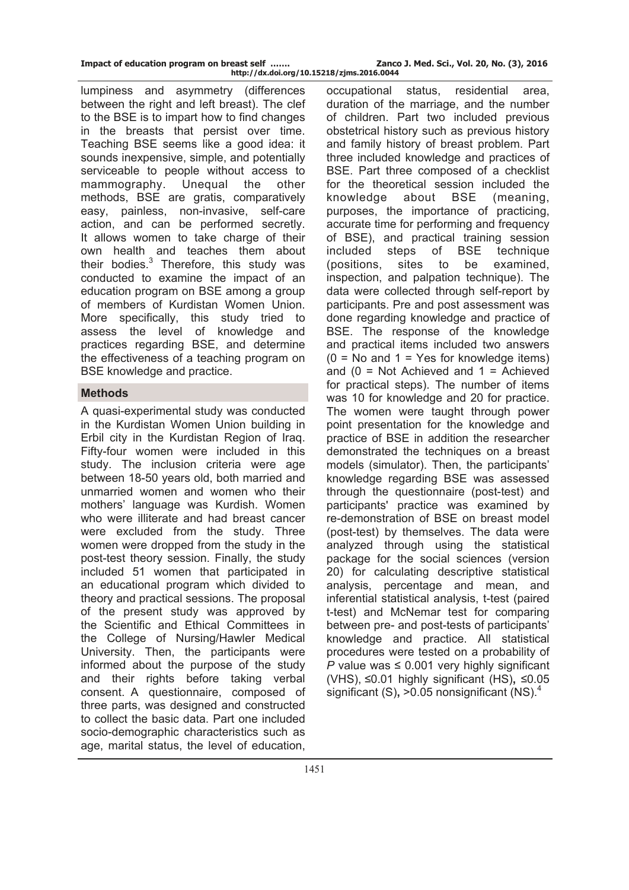lumpiness and asymmetry (differences between the right and left breast). The clef to the BSE is to impart how to find changes in the breasts that persist over time. Teaching BSE seems like a good idea: it sounds inexpensive, simple, and potentially serviceable to people without access to mammography. Unequal the other methods, BSE are gratis, comparatively easy, painless, non-invasive, self-care action, and can be performed secretly. It allows women to take charge of their own health and teaches them about their bodies.[3] Therefore, this study was conducted to examine the impact of an education program on BSE among a group of members of Kurdistan Women Union. More specifically, this study tried to assess the level of knowledge and practices regarding BSE, and determine the effectiveness of a teaching program on BSE knowledge and practice.

## Methods

A quasi-experimental study was conducted in the Kurdistan Women Union building in Erbil city in the Kurdistan Region of Iraq. Fifty-four women were included in this study. The inclusion criteria were age between 18-50 years old, both married and unmarried women and women who their mothers' language was Kurdish. Women who were illiterate and had breast cancer were excluded from the study. Three women were dropped from the study in the post-test theory session. Finally, the study included 51 women that participated in an educational program which divided to theory and practical sessions. The proposal of the present study was approved by the Scientific and Ethical Committees in the College of Nursing/Hawler Medical University. Then, the participants were informed about the purpose of the study and their rights before taking verbal consent. A questionnaire, composed of three parts, was designed and constructed to collect the basic data. Part one included socio-demographic characteristics such as age, marital status, the level of education, occupational status, residential area, duration of the marriage, and the number of children. Part two included previous obstetrical history such as previous history and family history of breast problem. Part three included knowledge and practices of BSE. Part three composed of a checklist for the theoretical session included the knowledge about BSE (meaning, purposes, the importance of practicing, accurate time for performing and frequency of BSE), and practical training session included steps of BSE technique (positions, sites to be examined, inspection, and palpation technique). The data were collected through self-report by participants. Pre and post assessment was done regarding knowledge and practice of BSE. The response of the knowledge and practical items included two answers (0 = No and 1 = Yes for knowledge items) and (0 = Not Achieved and 1 = Achieved for practical steps). The number of items was 10 for knowledge and 20 for practice. The women were taught through power point presentation for the knowledge and practice of BSE in addition the researcher demonstrated the techniques on a breast models (simulator). Then, the participants' knowledge regarding BSE was assessed through the questionnaire (post-test) and participants' practice was examined by re-demonstration of BSE on breast model (post-test) by themselves. The data were analyzed through using the statistical package for the social sciences (version 20) for calculating descriptive statistical analysis, percentage and mean, and inferential statistical analysis, t-test (paired t-test) and McNemar test for comparing between pre- and post-tests of participants' knowledge and practice. All statistical procedures were tested on a probability of $P$ value was $\leq 0.001$ very highly significant (VHS), $\leq 0.01$ highly significant (HS), $\leq 0.05$ significant (S), $>0.05$ nonsignificant (NS).[4]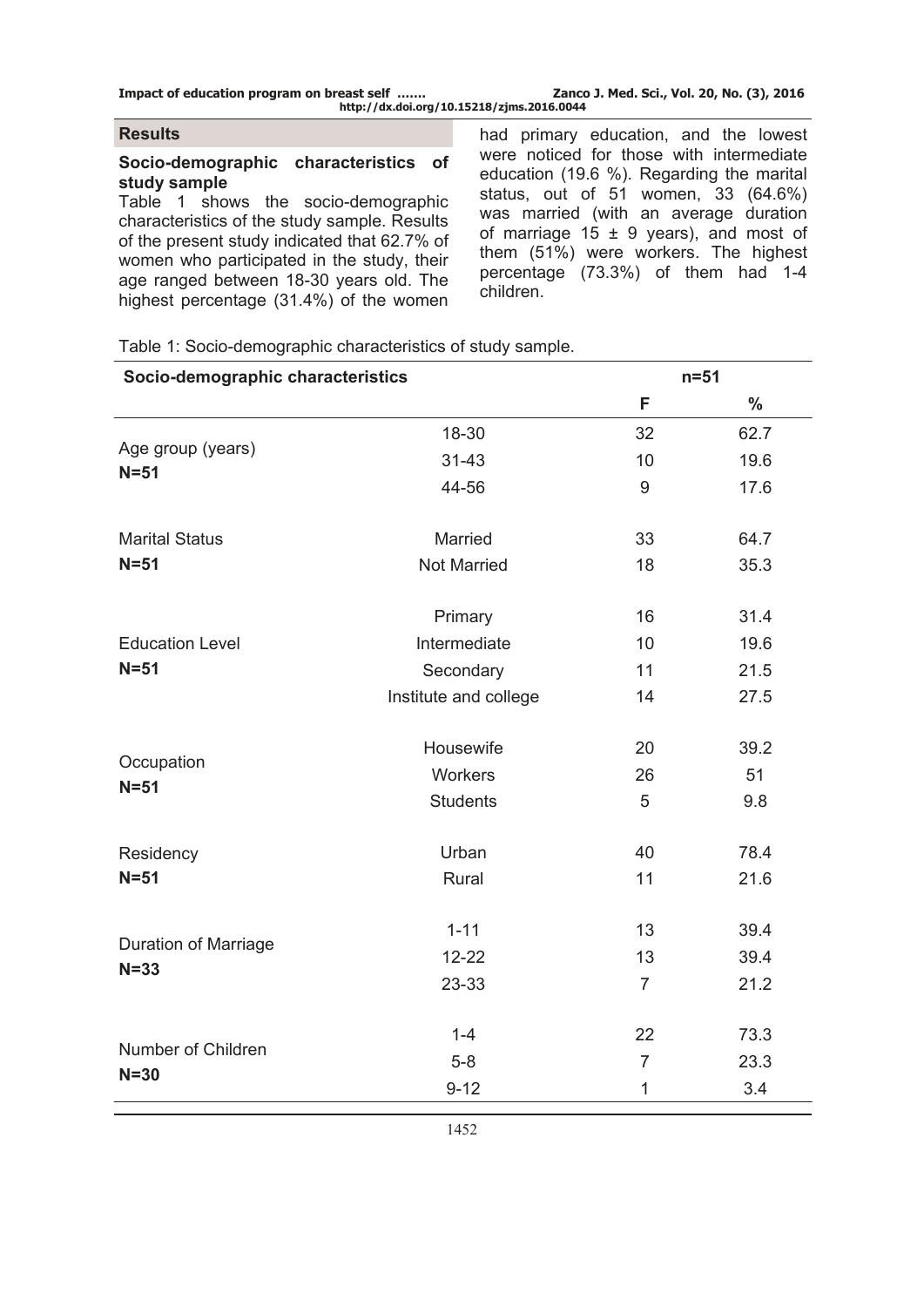## Results

### Socio-demographic characteristics of study sample

Table 1 shows the socio-demographic characteristics of the study sample. Results of the present study indicated that 62.7% of women who participated in the study, their age ranged between 18-30 years old. The highest percentage (31.4%) of the women had primary education, and the lowest were noticed for those with intermediate education (19.6 %). Regarding the marital status, out of 51 women, 33 (64.6%) was married (with an average duration of marriage 15 ± 9 years), and most of them (51%) were workers. The highest percentage (73.3%) of them had 1-4 children.

Table 1: Socio-demographic characteristics of study sample.

| **Socio-demographic characteristics** | | **n=51** | |
|---|---|---|---|
| | | **F** | **%** |
| Age group (years) **N=51** | 18-30 | 32 | 62.7 |
| | 31-43 | 10 | 19.6 |
| | 44-56 | 9 | 17.6 |
| Marital Status **N=51** | Married | 33 | 64.7 |
| | Not Married | 18 | 35.3 |
| Education Level **N=51** | Primary | 16 | 31.4 |
| | Intermediate | 10 | 19.6 |
| | Secondary | 11 | 21.5 |
| | Institute and college | 14 | 27.5 |
| Occupation **N=51** | Housewife | 20 | 39.2 |
| | Workers | 26 | 51 |
| | Students | 5 | 9.8 |
| Residency **N=51** | Urban | 40 | 78.4 |
| | Rural | 11 | 21.6 |
| Duration of Marriage **N=33** | 1-11 | 13 | 39.4 |
| | 12-22 | 13 | 39.4 |
| | 23-33 | 7 | 21.2 |
| Number of Children **N=30** | 1-4 | 22 | 73.3 |
| | 5-8 | 7 | 23.3 |
| | 9-12 | 1 | 3.4 |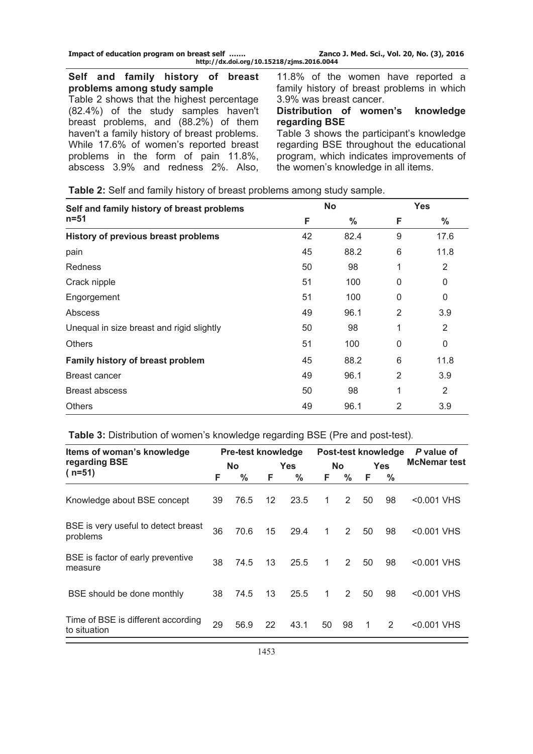### Self and family history of breast problems among study sample

Table 2 shows that the highest percentage (82.4%) of the study samples haven't breast problems, and (88.2%) of them haven't a family history of breast problems. While 17.6% of women's reported breast problems in the form of pain 11.8%, abscess 3.9% and redness 2%. Also, 11.8% of the women have reported a family history of breast problems in which 3.9% was breast cancer.

### Distribution of women's knowledge regarding BSE

Table 3 shows the participant's knowledge regarding BSE throughout the educational program, which indicates improvements of the women's knowledge in all items.

**Table 2:** Self and family history of breast problems among study sample.

| Self and family history of breast problems n=51 | No | | Yes | |
|---|---|---|---|---|
| | F | % | F | % |
| **History of previous breast problems** | 42 | 82.4 | 9 | 17.6 |
| pain | 45 | 88.2 | 6 | 11.8 |
| Redness | 50 | 98 | 1 | 2 |
| Crack nipple | 51 | 100 | 0 | 0 |
| Engorgement | 51 | 100 | 0 | 0 |
| Abscess | 49 | 96.1 | 2 | 3.9 |
| Unequal in size breast and rigid slightly | 50 | 98 | 1 | 2 |
| Others | 51 | 100 | 0 | 0 |
| **Family history of breast problem** | 45 | 88.2 | 6 | 11.8 |
| Breast cancer | 49 | 96.1 | 2 | 3.9 |
| Breast abscess | 50 | 98 | 1 | 2 |
| Others | 49 | 96.1 | 2 | 3.9 |

**Table 3:** Distribution of women's knowledge regarding BSE (Pre and post-test).

| Items of woman's knowledge regarding BSE ( n=51) | Pre-test knowledge | | | | Post-test knowledge | | | | *P* value of McNemar test |
|---|---|---|---|---|---|---|---|---|---|
| | No | | Yes | | No | | Yes | | |
| | F | % | F | % | F | % | F | % | |
| Knowledge about BSE concept | 39 | 76.5 | 12 | 23.5 | 1 | 2 | 50 | 98 | <0.001 VHS |
| BSE is very useful to detect breast problems | 36 | 70.6 | 15 | 29.4 | 1 | 2 | 50 | 98 | <0.001 VHS |
| BSE is factor of early preventive measure | 38 | 74.5 | 13 | 25.5 | 1 | 2 | 50 | 98 | <0.001 VHS |
| BSE should be done monthly | 38 | 74.5 | 13 | 25.5 | 1 | 2 | 50 | 98 | <0.001 VHS |
| Time of BSE is different according to situation | 29 | 56.9 | 22 | 43.1 | 50 | 98 | 1 | 2 | <0.001 VHS |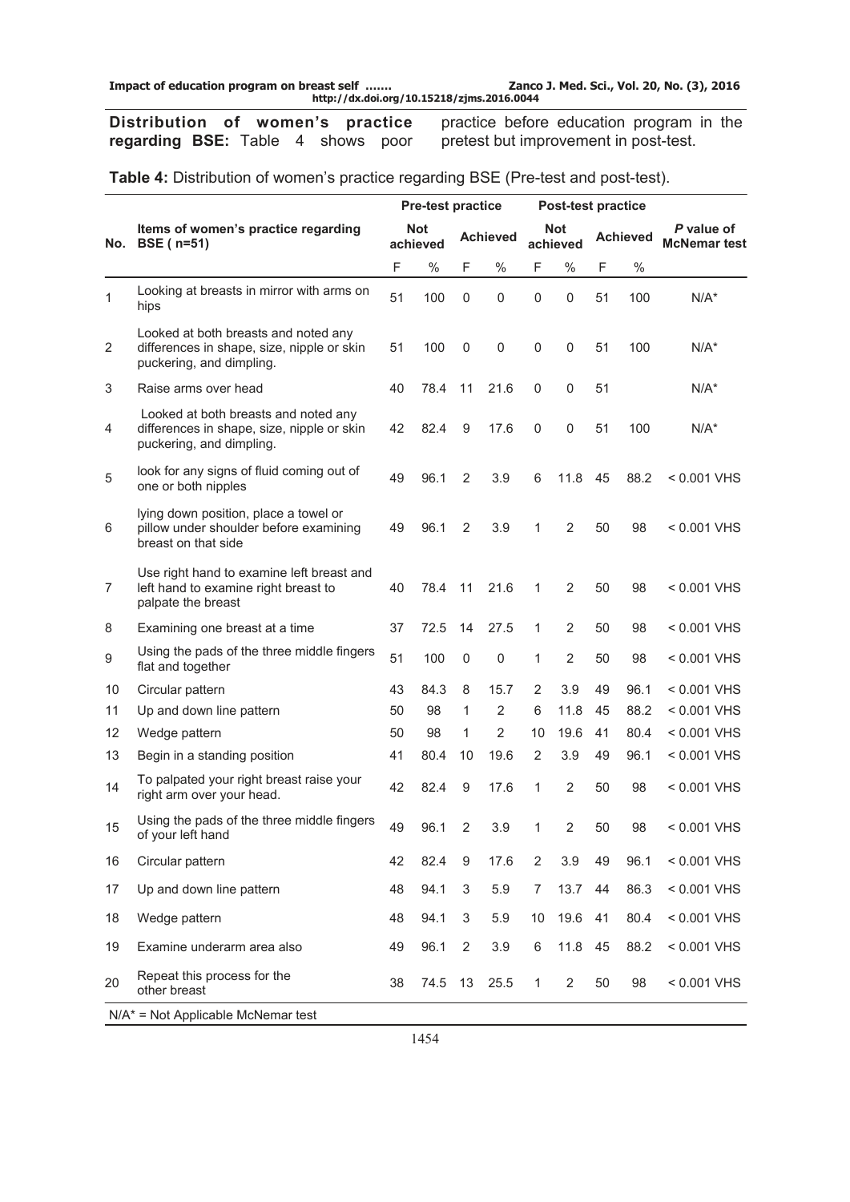**Distribution of women's practice regarding BSE:** Table 4 shows poor practice before education program in the pretest but improvement in post-test.

**Table 4:** Distribution of women's practice regarding BSE (Pre-test and post-test).

| No. | Items of women's practice regarding BSE ( n=51) | Pre-test practice | | | | Post-test practice | | | | *P* value of McNemar test |
|---|---|---|---|---|---|---|---|---|---|---|
| | | Not achieved | | Achieved | | Not achieved | | Achieved | | |
| | | F | % | F | % | F | % | F | % | |
| 1 | Looking at breasts in mirror with arms on hips | 51 | 100 | 0 | 0 | 0 | 0 | 51 | 100 | N/A* |
| 2 | Looked at both breasts and noted any differences in shape, size, nipple or skin puckering, and dimpling. | 51 | 100 | 0 | 0 | 0 | 0 | 51 | 100 | N/A* |
| 3 | Raise arms over head | 40 | 78.4 | 11 | 21.6 | 0 | 0 | 51 | | N/A* |
| 4 | Looked at both breasts and noted any differences in shape, size, nipple or skin puckering, and dimpling. | 42 | 82.4 | 9 | 17.6 | 0 | 0 | 51 | 100 | N/A* |
| 5 | look for any signs of fluid coming out of one or both nipples | 49 | 96.1 | 2 | 3.9 | 6 | 11.8 | 45 | 88.2 | < 0.001 VHS |
| 6 | lying down position, place a towel or pillow under shoulder before examining breast on that side | 49 | 96.1 | 2 | 3.9 | 1 | 2 | 50 | 98 | < 0.001 VHS |
| 7 | Use right hand to examine left breast and left hand to examine right breast to palpate the breast | 40 | 78.4 | 11 | 21.6 | 1 | 2 | 50 | 98 | < 0.001 VHS |
| 8 | Examining one breast at a time | 37 | 72.5 | 14 | 27.5 | 1 | 2 | 50 | 98 | < 0.001 VHS |
| 9 | Using the pads of the three middle fingers flat and together | 51 | 100 | 0 | 0 | 1 | 2 | 50 | 98 | < 0.001 VHS |
| 10 | Circular pattern | 43 | 84.3 | 8 | 15.7 | 2 | 3.9 | 49 | 96.1 | < 0.001 VHS |
| 11 | Up and down line pattern | 50 | 98 | 1 | 2 | 6 | 11.8 | 45 | 88.2 | < 0.001 VHS |
| 12 | Wedge pattern | 50 | 98 | 1 | 2 | 10 | 19.6 | 41 | 80.4 | < 0.001 VHS |
| 13 | Begin in a standing position | 41 | 80.4 | 10 | 19.6 | 2 | 3.9 | 49 | 96.1 | < 0.001 VHS |
| 14 | To palpated your right breast raise your right arm over your head. | 42 | 82.4 | 9 | 17.6 | 1 | 2 | 50 | 98 | < 0.001 VHS |
| 15 | Using the pads of the three middle fingers of your left hand | 49 | 96.1 | 2 | 3.9 | 1 | 2 | 50 | 98 | < 0.001 VHS |
| 16 | Circular pattern | 42 | 82.4 | 9 | 17.6 | 2 | 3.9 | 49 | 96.1 | < 0.001 VHS |
| 17 | Up and down line pattern | 48 | 94.1 | 3 | 5.9 | 7 | 13.7 | 44 | 86.3 | < 0.001 VHS |
| 18 | Wedge pattern | 48 | 94.1 | 3 | 5.9 | 10 | 19.6 | 41 | 80.4 | < 0.001 VHS |
| 19 | Examine underarm area also | 49 | 96.1 | 2 | 3.9 | 6 | 11.8 | 45 | 88.2 | < 0.001 VHS |
| 20 | Repeat this process for the other breast | 38 | 74.5 | 13 | 25.5 | 1 | 2 | 50 | 98 | < 0.001 VHS |

N/A* = Not Applicable McNemar test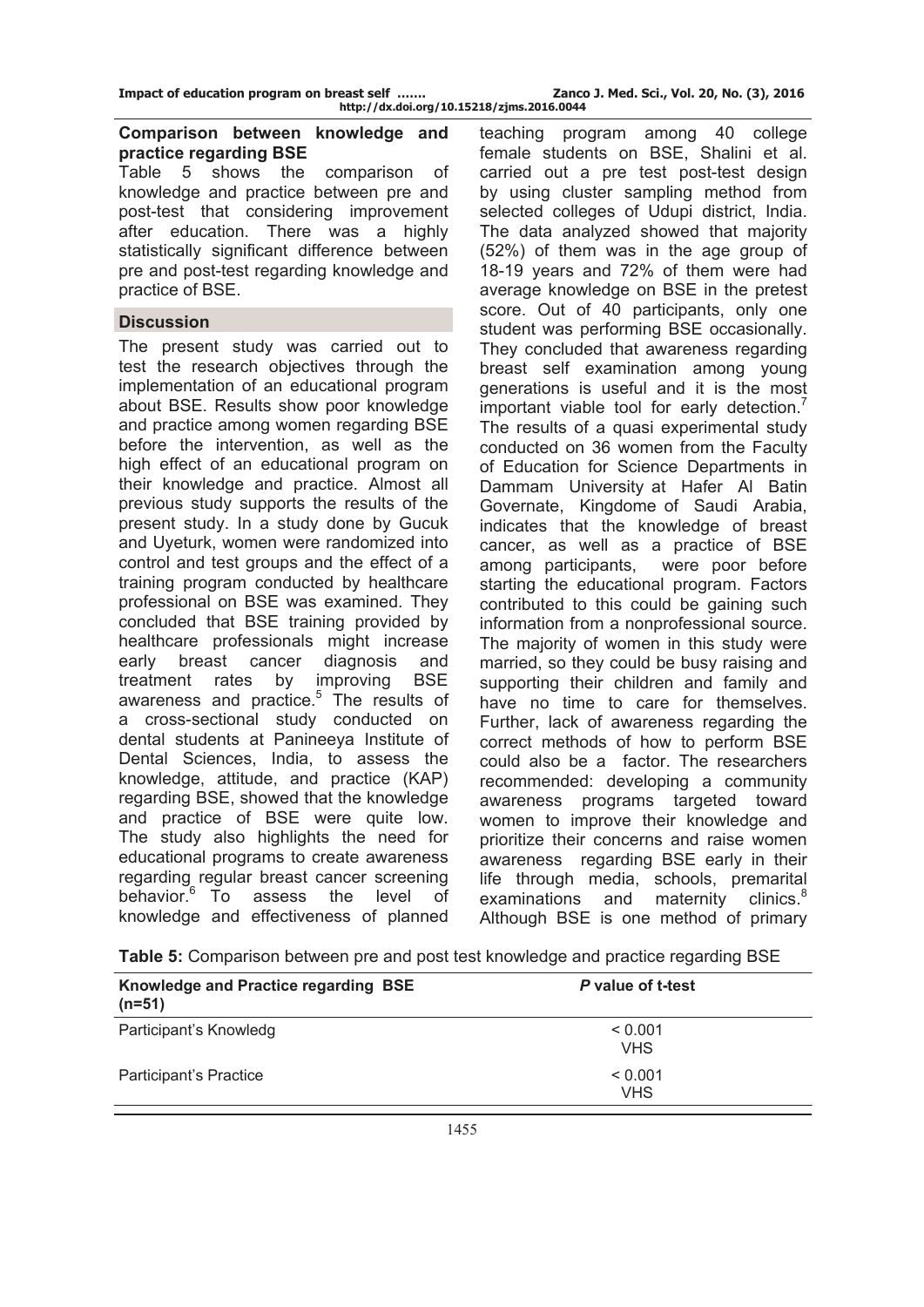### Comparison between knowledge and practice regarding BSE

Table 5 shows the comparison of knowledge and practice between pre and post-test that considering improvement after education. There was a highly statistically significant difference between pre and post-test regarding knowledge and practice of BSE.

## Discussion

The present study was carried out to test the research objectives through the implementation of an educational program about BSE. Results show poor knowledge and practice among women regarding BSE before the intervention, as well as the high effect of an educational program on their knowledge and practice. Almost all previous study supports the results of the present study. In a study done by Gucuk and Uyeturk, women were randomized into control and test groups and the effect of a training program conducted by healthcare professional on BSE was examined. They concluded that BSE training provided by healthcare professionals might increase early breast cancer diagnosis and treatment rates by improving BSE awareness and practice.[5] The results of a cross-sectional study conducted on dental students at Panineeya Institute of Dental Sciences, India, to assess the knowledge, attitude, and practice (KAP) regarding BSE, showed that the knowledge and practice of BSE were quite low. The study also highlights the need for educational programs to create awareness regarding regular breast cancer screening behavior.[6] To assess the level of knowledge and effectiveness of planned teaching program among 40 college female students on BSE, Shalini et al. carried out a pre test post-test design by using cluster sampling method from selected colleges of Udupi district, India. The data analyzed showed that majority (52%) of them was in the age group of 18-19 years and 72% of them were had average knowledge on BSE in the pretest score. Out of 40 participants, only one student was performing BSE occasionally. They concluded that awareness regarding breast self examination among young generations is useful and it is the most important viable tool for early detection.[7] The results of a quasi experimental study conducted on 36 women from the Faculty of Education for Science Departments in Dammam University at Hafer Al Batin Governate, Kingdome of Saudi Arabia, indicates that the knowledge of breast cancer, as well as a practice of BSE among participants, were poor before starting the educational program. Factors contributed to this could be gaining such information from a nonprofessional source. The majority of women in this study were married, so they could be busy raising and supporting their children and family and have no time to care for themselves. Further, lack of awareness regarding the correct methods of how to perform BSE could also be a factor. The researchers recommended: developing a community awareness programs targeted toward women to improve their knowledge and prioritize their concerns and raise women awareness regarding BSE early in their life through media, schools, premarital examinations and maternity clinics.[8] Although BSE is one method of primary

**Table 5:** Comparison between pre and post test knowledge and practice regarding BSE

| Knowledge and Practice regarding BSE (n=51) | *P* value of t-test |
|---|---|
| Participant's Knowledg | < 0.001 VHS |
| Participant's Practice | < 0.001 VHS |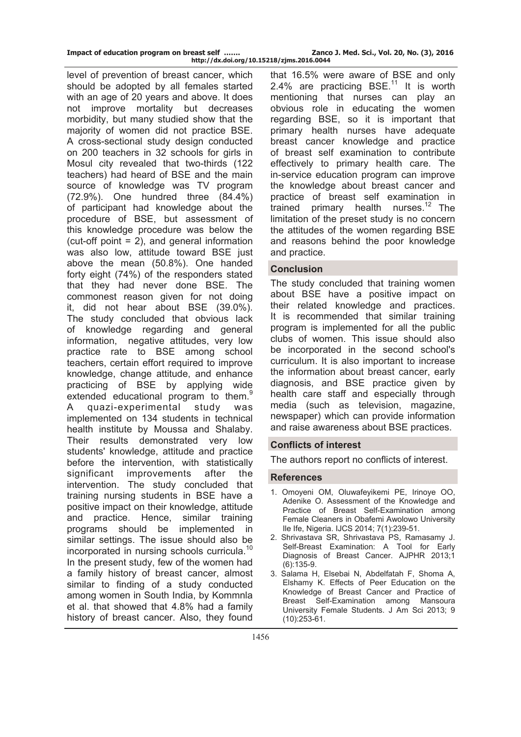level of prevention of breast cancer, which should be adopted by all females started with an age of 20 years and above. It does not improve mortality but decreases morbidity, but many studied show that the majority of women did not practice BSE. A cross-sectional study design conducted on 200 teachers in 32 schools for girls in Mosul city revealed that two-thirds (122 teachers) had heard of BSE and the main source of knowledge was TV program (72.9%). One hundred three (84.4%) of participant had knowledge about the procedure of BSE, but assessment of this knowledge procedure was below the (cut-off point = 2), and general information was also low, attitude toward BSE just above the mean (50.8%). One handed forty eight (74%) of the responders stated that they had never done BSE. The commonest reason given for not doing it, did not hear about BSE (39.0%). The study concluded that obvious lack of knowledge regarding and general information, negative attitudes, very low practice rate to BSE among school teachers, certain effort required to improve knowledge, change attitude, and enhance practicing of BSE by applying wide extended educational program to them.[9] A quazi-experimental study was implemented on 134 students in technical health institute by Moussa and Shalaby. Their results demonstrated very low students' knowledge, attitude and practice before the intervention, with statistically significant improvements after the intervention. The study concluded that training nursing students in BSE have a positive impact on their knowledge, attitude and practice. Hence, similar training programs should be implemented in similar settings. The issue should also be incorporated in nursing schools curricula.[10] In the present study, few of the women had a family history of breast cancer, almost similar to finding of a study conducted among women in South India, by Kommnla et al. that showed that 4.8% had a family history of breast cancer. Also, they found that 16.5% were aware of BSE and only 2.4% are practicing BSE.[11] It is worth mentioning that nurses can play an obvious role in educating the women regarding BSE, so it is important that primary health nurses have adequate breast cancer knowledge and practice of breast self examination to contribute effectively to primary health care. The in-service education program can improve the knowledge about breast cancer and practice of breast self examination in trained primary health nurses.[12] The limitation of the preset study is no concern the attitudes of the women regarding BSE and reasons behind the poor knowledge and practice.

## Conclusion

The study concluded that training women about BSE have a positive impact on their related knowledge and practices. It is recommended that similar training program is implemented for all the public clubs of women. This issue should also be incorporated in the second school's curriculum. It is also important to increase the information about breast cancer, early diagnosis, and BSE practice given by health care staff and especially through media (such as television, magazine, newspaper) which can provide information and raise awareness about BSE practices.

## Conflicts of interest

The authors report no conflicts of interest.

## References

1. Omoyeni OM, Oluwafeyikemi PE, Irinoye OO, Adenike O. Assessment of the Knowledge and Practice of Breast Self-Examination among Female Cleaners in Obafemi Awolowo University Ile Ife, Nigeria. IJCS 2014; 7(1):239-51.
2. Shrivastava SR, Shrivastava PS, Ramasamy J. Self-Breast Examination: A Tool for Early Diagnosis of Breast Cancer. AJPHR 2013;1 (6):135-9.
3. Salama H, Elsebai N, Abdelfatah F, Shoma A, Elshamy K. Effects of Peer Education on the Knowledge of Breast Cancer and Practice of Breast Self-Examination among Mansoura University Female Students. J Am Sci 2013; 9 (10):253-61.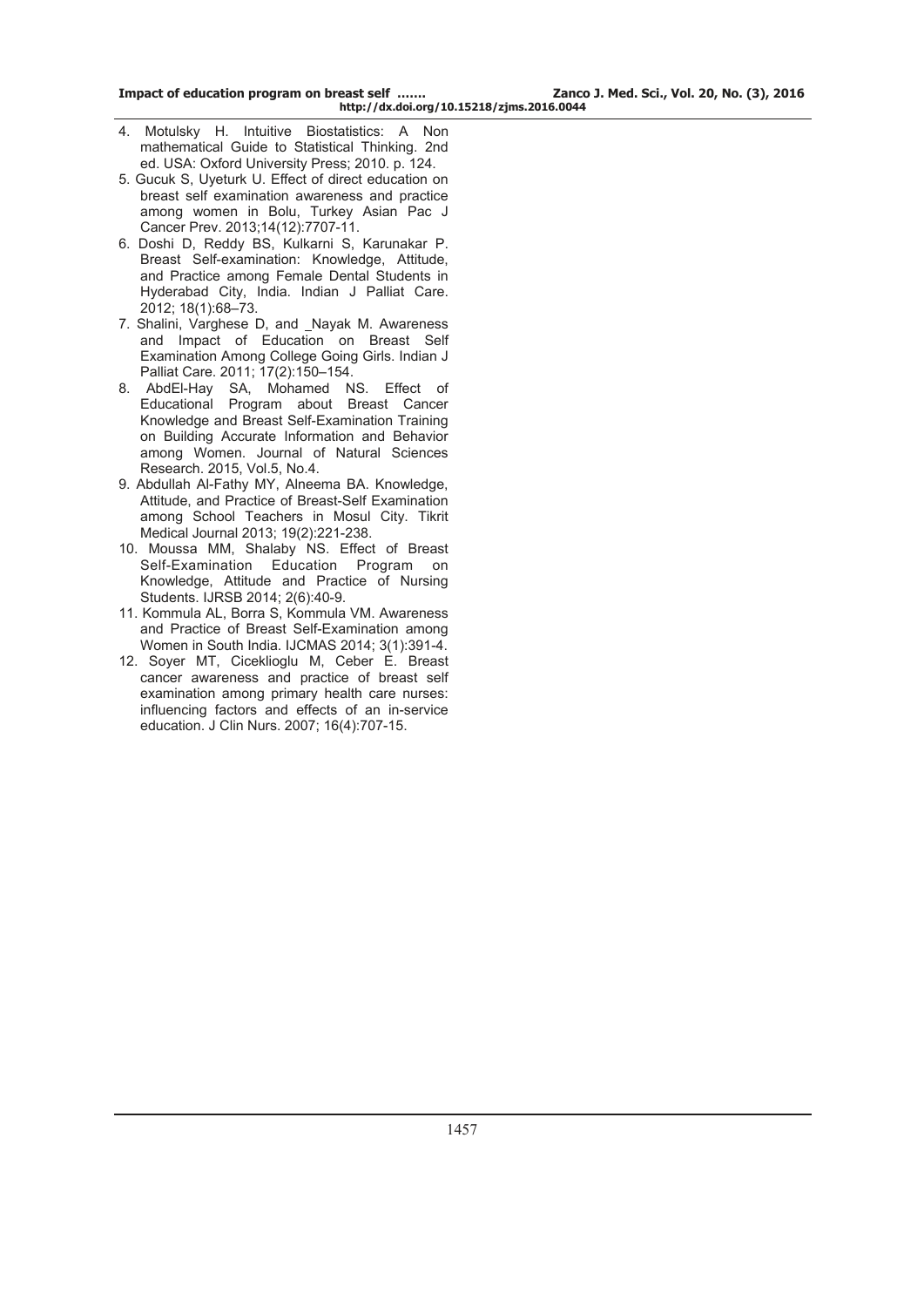4. Motulsky H. Intuitive Biostatistics: A Non mathematical Guide to Statistical Thinking. 2nd ed. USA: Oxford University Press; 2010. p. 124.
5. Gucuk S, Uyeturk U. Effect of direct education on breast self examination awareness and practice among women in Bolu, Turkey Asian Pac J Cancer Prev. 2013;14(12):7707-11.
6. Doshi D, Reddy BS, Kulkarni S, Karunakar P. Breast Self-examination: Knowledge, Attitude, and Practice among Female Dental Students in Hyderabad City, India. Indian J Palliat Care. 2012; 18(1):68–73.
7. Shalini, Varghese D, and _Nayak M. Awareness and Impact of Education on Breast Self Examination Among College Going Girls. Indian J Palliat Care. 2011; 17(2):150–154.
8. AbdEl-Hay SA, Mohamed NS. Effect of Educational Program about Breast Cancer Knowledge and Breast Self-Examination Training on Building Accurate Information and Behavior among Women. Journal of Natural Sciences Research. 2015, Vol.5, No.4.
9. Abdullah Al-Fathy MY, Alneema BA. Knowledge, Attitude, and Practice of Breast-Self Examination among School Teachers in Mosul City. Tikrit Medical Journal 2013; 19(2):221-238.
10. Moussa MM, Shalaby NS. Effect of Breast Self-Examination Education Program on Knowledge, Attitude and Practice of Nursing Students. IJRSB 2014; 2(6):40-9.
11. Kommula AL, Borra S, Kommula VM. Awareness and Practice of Breast Self-Examination among Women in South India. IJCMAS 2014; 3(1):391-4.
12. Soyer MT, Ciceklioglu M, Ceber E. Breast cancer awareness and practice of breast self examination among primary health care nurses: influencing factors and effects of an in-service education. J Clin Nurs. 2007; 16(4):707-15.